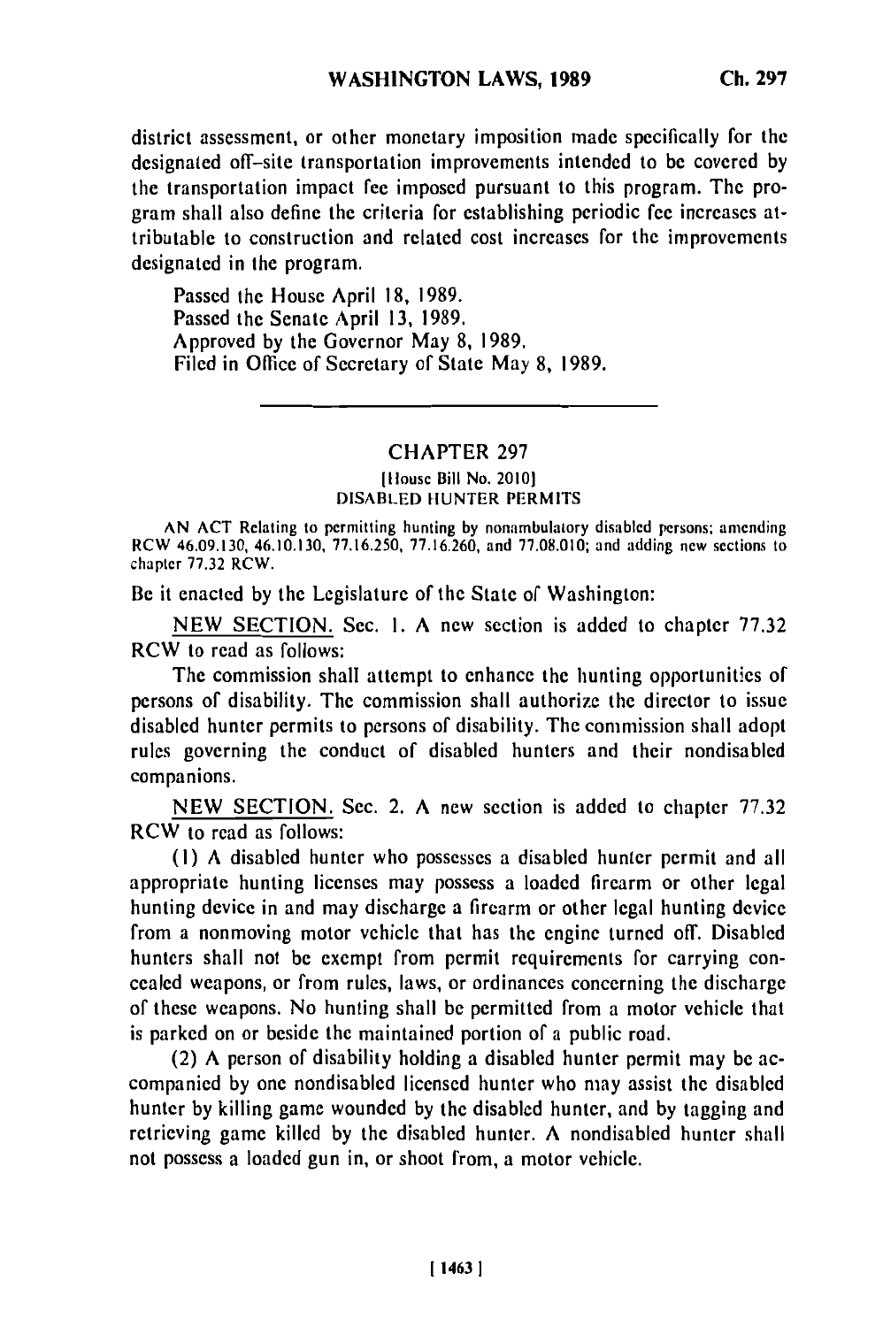district assessment, or other monetary imposition made specifically for the designated off-site transportation improvements intended to be covered by the transportation impact fee imposed pursuant to this program. The program shall also define the criteria for establishing periodic fee increases attributable to construction and related cost increases for the improvements designated in the program.

Passed the House April 18, 1989.
Passed the Senate April 13, 1989.
Approved by the Governor May 8, 1989.
Filed in Office of Secretary of State May 8, 1989.

---

## CHAPTER 297

[House Bill No. 2010]
DISABLED HUNTER PERMITS

AN ACT Relating to permitting hunting by nonambulatory disabled persons; amending RCW 46.09.130, 46.10.130, 77.16.250, 77.16.260, and 77.08.010; and adding new sections to chapter 77.32 RCW.

Be it enacted by the Legislature of the State of Washington:

NEW SECTION. Sec. 1. A new section is added to chapter 77.32 RCW to read as follows:

The commission shall attempt to enhance the hunting opportunities of persons of disability. The commission shall authorize the director to issue disabled hunter permits to persons of disability. The commission shall adopt rules governing the conduct of disabled hunters and their nondisabled companions.

NEW SECTION. Sec. 2. A new section is added to chapter 77.32 RCW to read as follows:

(1) A disabled hunter who possesses a disabled hunter permit and all appropriate hunting licenses may possess a loaded firearm or other legal hunting device in and may discharge a firearm or other legal hunting device from a nonmoving motor vehicle that has the engine turned off. Disabled hunters shall not be exempt from permit requirements for carrying concealed weapons, or from rules, laws, or ordinances concerning the discharge of these weapons. No hunting shall be permitted from a motor vehicle that is parked on or beside the maintained portion of a public road.

(2) A person of disability holding a disabled hunter permit may be accompanied by one nondisabled licensed hunter who may assist the disabled hunter by killing game wounded by the disabled hunter, and by tagging and retrieving game killed by the disabled hunter. A nondisabled hunter shall not possess a loaded gun in, or shoot from, a motor vehicle.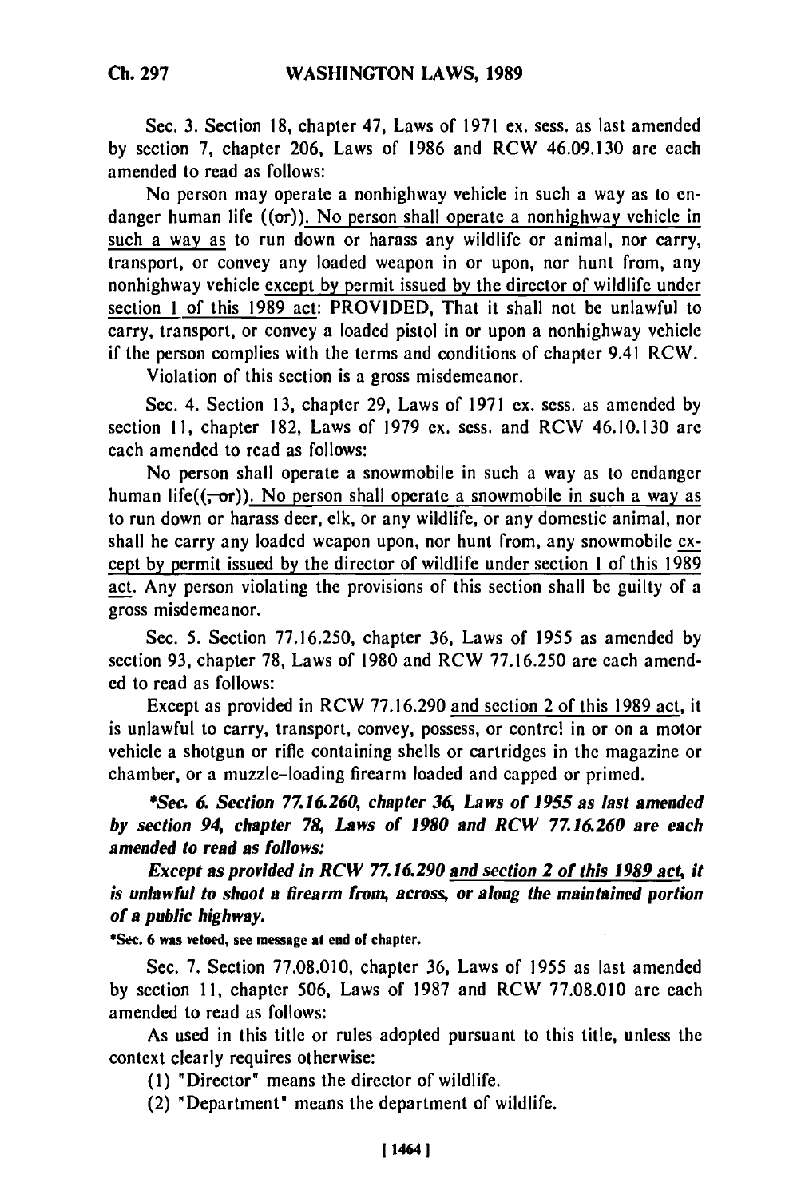Sec. 3. Section 18, chapter 47, Laws of 1971 ex. sess. as last amended by section 7, chapter 206, Laws of 1986 and RCW 46.09.130 are each amended to read as follows:

No person may operate a nonhighway vehicle in such a way as to endanger human life ((or)). No person shall operate a nonhighway vehicle in such a way as to run down or harass any wildlife or animal, nor carry, transport, or convey any loaded weapon in or upon, nor hunt from, any nonhighway vehicle except by permit issued by the director of wildlife under section 1 of this 1989 act: PROVIDED, That it shall not be unlawful to carry, transport, or convey a loaded pistol in or upon a nonhighway vehicle if the person complies with the terms and conditions of chapter 9.41 RCW.

Violation of this section is a gross misdemeanor.

Sec. 4. Section 13, chapter 29, Laws of 1971 ex. sess. as amended by section 11, chapter 182, Laws of 1979 ex. sess. and RCW 46.10.130 are each amended to read as follows:

No person shall operate a snowmobile in such a way as to endanger human life((, or)). No person shall operate a snowmobile in such a way as to run down or harass deer, elk, or any wildlife, or any domestic animal, nor shall he carry any loaded weapon upon, nor hunt from, any snowmobile except by permit issued by the director of wildlife under section 1 of this 1989 act. Any person violating the provisions of this section shall be guilty of a gross misdemeanor.

Sec. 5. Section 77.16.250, chapter 36, Laws of 1955 as amended by section 93, chapter 78, Laws of 1980 and RCW 77.16.250 are each amended to read as follows:

Except as provided in RCW 77.16.290 and section 2 of this 1989 act, it is unlawful to carry, transport, convey, possess, or control in or on a motor vehicle a shotgun or rifle containing shells or cartridges in the magazine or chamber, or a muzzle-loading firearm loaded and capped or primed.

***Sec. 6. Section 77.16.260, chapter 36, Laws of 1955 as last amended by section 94, chapter 78, Laws of 1980 and RCW 77.16.260 are each amended to read as follows:***

***Except as provided in RCW 77.16.290 and section 2 of this 1989 act, it is unlawful to shoot a firearm from, across, or along the maintained portion of a public highway.***

*Sec. 6 was vetoed, see message at end of chapter.

Sec. 7. Section 77.08.010, chapter 36, Laws of 1955 as last amended by section 11, chapter 506, Laws of 1987 and RCW 77.08.010 are each amended to read as follows:

As used in this title or rules adopted pursuant to this title, unless the context clearly requires otherwise:

(1) "Director" means the director of wildlife.

(2) "Department" means the department of wildlife.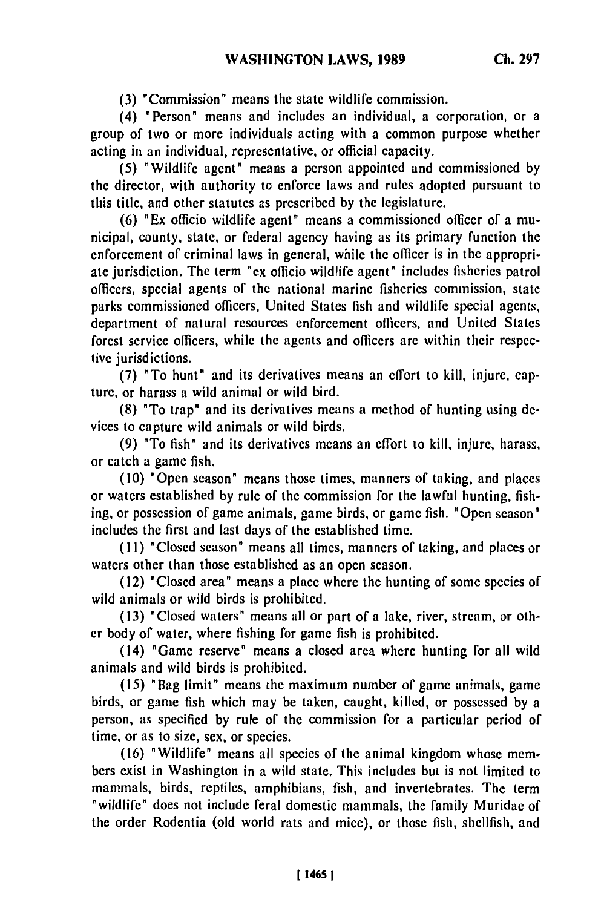(3) "Commission" means the state wildlife commission.

(4) "Person" means and includes an individual, a corporation, or a group of two or more individuals acting with a common purpose whether acting in an individual, representative, or official capacity.

(5) "Wildlife agent" means a person appointed and commissioned by the director, with authority to enforce laws and rules adopted pursuant to this title, and other statutes as prescribed by the legislature.

(6) "Ex officio wildlife agent" means a commissioned officer of a municipal, county, state, or federal agency having as its primary function the enforcement of criminal laws in general, while the officer is in the appropriate jurisdiction. The term "ex officio wildlife agent" includes fisheries patrol officers, special agents of the national marine fisheries commission, state parks commissioned officers, United States fish and wildlife special agents, department of natural resources enforcement officers, and United States forest service officers, while the agents and officers are within their respective jurisdictions.

(7) "To hunt" and its derivatives means an effort to kill, injure, capture, or harass a wild animal or wild bird.

(8) "To trap" and its derivatives means a method of hunting using devices to capture wild animals or wild birds.

(9) "To fish" and its derivatives means an effort to kill, injure, harass, or catch a game fish.

(10) "Open season" means those times, manners of taking, and places or waters established by rule of the commission for the lawful hunting, fishing, or possession of game animals, game birds, or game fish. "Open season" includes the first and last days of the established time.

(11) "Closed season" means all times, manners of taking, and places or waters other than those established as an open season.

(12) "Closed area" means a place where the hunting of some species of wild animals or wild birds is prohibited.

(13) "Closed waters" means all or part of a lake, river, stream, or other body of water, where fishing for game fish is prohibited.

(14) "Game reserve" means a closed area where hunting for all wild animals and wild birds is prohibited.

(15) "Bag limit" means the maximum number of game animals, game birds, or game fish which may be taken, caught, killed, or possessed by a person, as specified by rule of the commission for a particular period of time, or as to size, sex, or species.

(16) "Wildlife" means all species of the animal kingdom whose members exist in Washington in a wild state. This includes but is not limited to mammals, birds, reptiles, amphibians, fish, and invertebrates. The term "wildlife" does not include feral domestic mammals, the family Muridae of the order Rodentia (old world rats and mice), or those fish, shellfish, and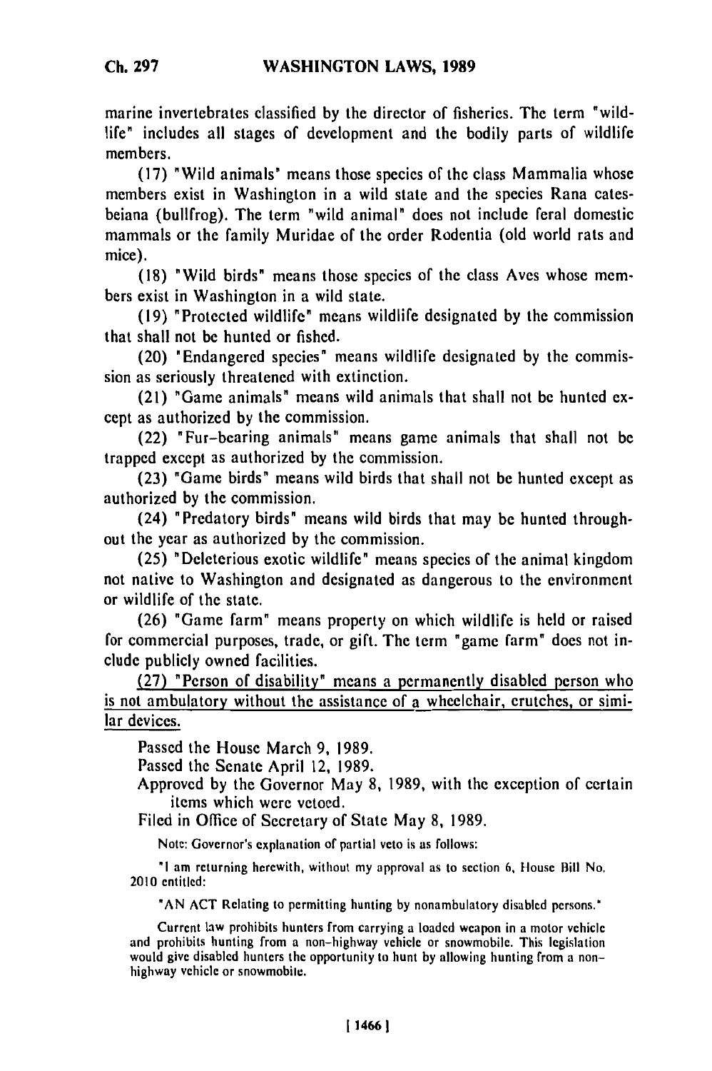marine invertebrates classified by the director of fisheries. The term "wildlife" includes all stages of development and the bodily parts of wildlife members.

(17) "Wild animals" means those species of the class Mammalia whose members exist in Washington in a wild state and the species Rana catesbeiana (bullfrog). The term "wild animal" does not include feral domestic mammals or the family Muridae of the order Rodentia (old world rats and mice).

(18) "Wild birds" means those species of the class Aves whose members exist in Washington in a wild state.

(19) "Protected wildlife" means wildlife designated by the commission that shall not be hunted or fished.

(20) "Endangered species" means wildlife designated by the commission as seriously threatened with extinction.

(21) "Game animals" means wild animals that shall not be hunted except as authorized by the commission.

(22) "Fur-bearing animals" means game animals that shall not be trapped except as authorized by the commission.

(23) "Game birds" means wild birds that shall not be hunted except as authorized by the commission.

(24) "Predatory birds" means wild birds that may be hunted throughout the year as authorized by the commission.

(25) "Deleterious exotic wildlife" means species of the animal kingdom not native to Washington and designated as dangerous to the environment or wildlife of the state.

(26) "Game farm" means property on which wildlife is held or raised for commercial purposes, trade, or gift. The term "game farm" does not include publicly owned facilities.

<u>(27) "Person of disability" means a permanently disabled person who is not ambulatory without the assistance of a wheelchair, crutches, or similar devices.</u>

Passed the House March 9, 1989.
Passed the Senate April 12, 1989.
Approved by the Governor May 8, 1989, with the exception of certain items which were vetoed.
Filed in Office of Secretary of State May 8, 1989.

Note: Governor's explanation of partial veto is as follows:

"I am returning herewith, without my approval as to section 6, House Bill No. 2010 entitled:

"AN ACT Relating to permitting hunting by nonambulatory disabled persons."

Current law prohibits hunters from carrying a loaded weapon in a motor vehicle and prohibits hunting from a non-highway vehicle or snowmobile. This legislation would give disabled hunters the opportunity to hunt by allowing hunting from a non-highway vehicle or snowmobile.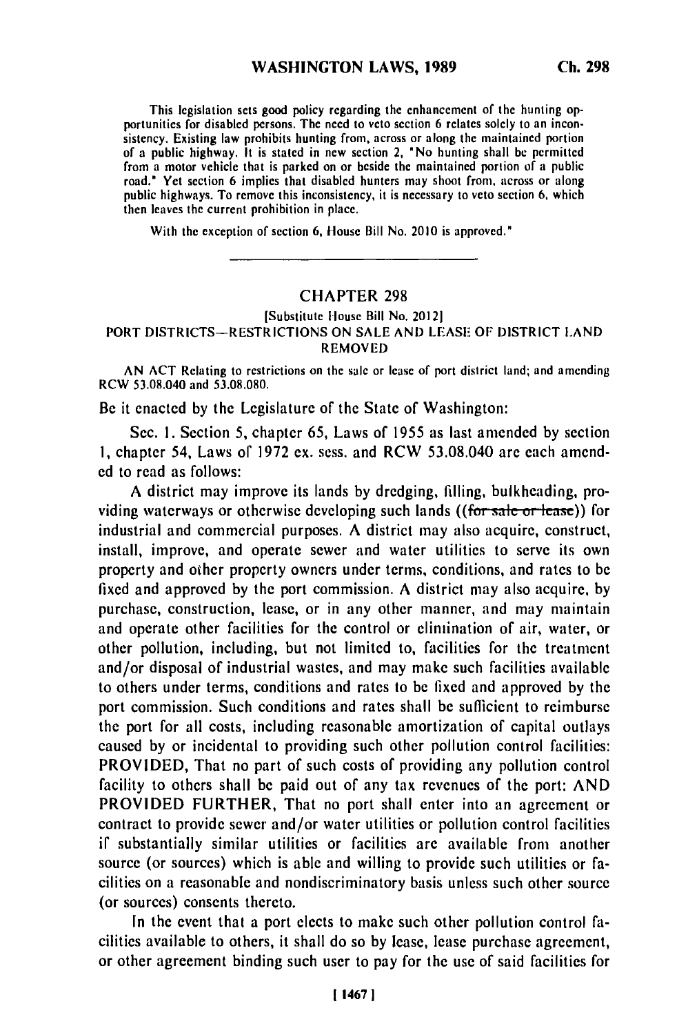This legislation sets good policy regarding the enhancement of the hunting opportunities for disabled persons. The need to veto section 6 relates solely to an inconsistency. Existing law prohibits hunting from, across or along the maintained portion of a public highway. It is stated in new section 2, "No hunting shall be permitted from a motor vehicle that is parked on or beside the maintained portion of a public road." Yet section 6 implies that disabled hunters may shoot from, across or along public highways. To remove this inconsistency, it is necessary to veto section 6, which then leaves the current prohibition in place.

With the exception of section 6, House Bill No. 2010 is approved."

---

## CHAPTER 298

[Substitute House Bill No. 2012]

PORT DISTRICTS—RESTRICTIONS ON SALE AND LEASE OF DISTRICT LAND REMOVED

AN ACT Relating to restrictions on the sale or lease of port district land; and amending RCW 53.08.040 and 53.08.080.

Be it enacted by the Legislature of the State of Washington:

Sec. 1. Section 5, chapter 65, Laws of 1955 as last amended by section 1, chapter 54, Laws of 1972 ex. sess. and RCW 53.08.040 are each amended to read as follows:

A district may improve its lands by dredging, filling, bulkheading, providing waterways or otherwise developing such lands ((~~for sale or lease~~)) for industrial and commercial purposes. A district may also acquire, construct, install, improve, and operate sewer and water utilities to serve its own property and other property owners under terms, conditions, and rates to be fixed and approved by the port commission. A district may also acquire, by purchase, construction, lease, or in any other manner, and may maintain and operate other facilities for the control or elimination of air, water, or other pollution, including, but not limited to, facilities for the treatment and/or disposal of industrial wastes, and may make such facilities available to others under terms, conditions and rates to be fixed and approved by the port commission. Such conditions and rates shall be sufficient to reimburse the port for all costs, including reasonable amortization of capital outlays caused by or incidental to providing such other pollution control facilities: PROVIDED, That no part of such costs of providing any pollution control facility to others shall be paid out of any tax revenues of the port: AND PROVIDED FURTHER, That no port shall enter into an agreement or contract to provide sewer and/or water utilities or pollution control facilities if substantially similar utilities or facilities are available from another source (or sources) which is able and willing to provide such utilities or facilities on a reasonable and nondiscriminatory basis unless such other source (or sources) consents thereto.

In the event that a port elects to make such other pollution control facilities available to others, it shall do so by lease, lease purchase agreement, or other agreement binding such user to pay for the use of said facilities for